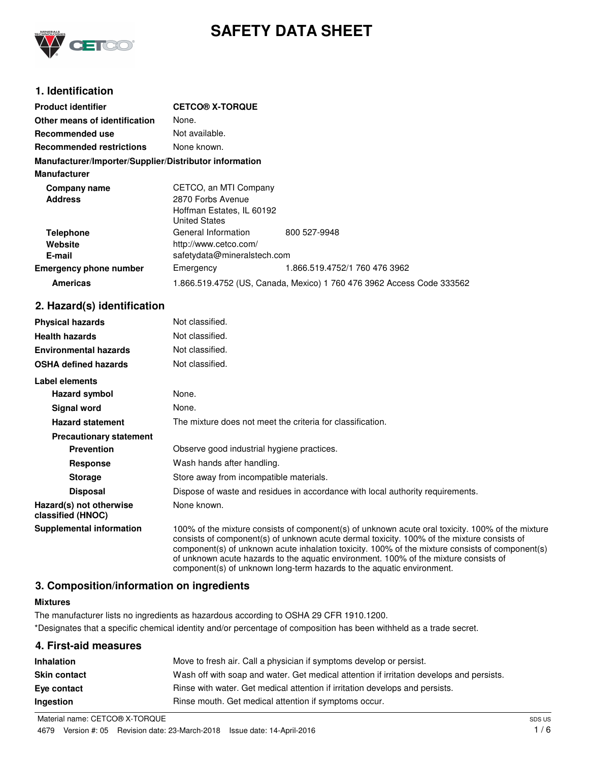# SAFETY DATA SHEET

## 1. Identification

| | | |
|---|---|---|
| **Product identifier** | **CETCO® X-TORQUE** | |
| **Other means of identification** | None. | |
| **Recommended use** | Not available. | |
| **Recommended restrictions** | None known. | |

**Manufacturer/Importer/Supplier/Distributor information**

**Manufacturer**

| | | |
|---|---|---|
| **Company name** | CETCO, an MTI Company | |
| **Address** | 2870 Forbs Avenue<br>Hoffman Estates, IL 60192<br>United States | |
| **Telephone** | General Information | 800 527-9948 |
| **Website** | http://www.cetco.com/ | |
| **E-mail** | safetydata@mineralstech.com | |
| **Emergency phone number** | Emergency | 1.866.519.4752/1 760 476 3962 |
| **Americas** | 1.866.519.4752 (US, Canada, Mexico) 1 760 476 3962 Access Code 333562 | |

## 2. Hazard(s) identification

| | |
|---|---|
| **Physical hazards** | Not classified. |
| **Health hazards** | Not classified. |
| **Environmental hazards** | Not classified. |
| **OSHA defined hazards** | Not classified. |

**Label elements**

| | |
|---|---|
| **Hazard symbol** | None. |
| **Signal word** | None. |
| **Hazard statement** | The mixture does not meet the criteria for classification. |

**Precautionary statement**

| | |
|---|---|
| **Prevention** | Observe good industrial hygiene practices. |
| **Response** | Wash hands after handling. |
| **Storage** | Store away from incompatible materials. |
| **Disposal** | Dispose of waste and residues in accordance with local authority requirements. |
| **Hazard(s) not otherwise classified (HNOC)** | None known. |
| **Supplemental information** | 100% of the mixture consists of component(s) of unknown acute oral toxicity. 100% of the mixture consists of component(s) of unknown acute dermal toxicity. 100% of the mixture consists of component(s) of unknown acute inhalation toxicity. 100% of the mixture consists of component(s) of unknown acute hazards to the aquatic environment. 100% of the mixture consists of component(s) of unknown long-term hazards to the aquatic environment. |

## 3. Composition/information on ingredients

**Mixtures**

The manufacturer lists no ingredients as hazardous according to OSHA 29 CFR 1910.1200.

*Designates that a specific chemical identity and/or percentage of composition has been withheld as a trade secret.

## 4. First-aid measures

| | |
|---|---|
| **Inhalation** | Move to fresh air. Call a physician if symptoms develop or persist. |
| **Skin contact** | Wash off with soap and water. Get medical attention if irritation develops and persists. |
| **Eye contact** | Rinse with water. Get medical attention if irritation develops and persists. |
| **Ingestion** | Rinse mouth. Get medical attention if symptoms occur. |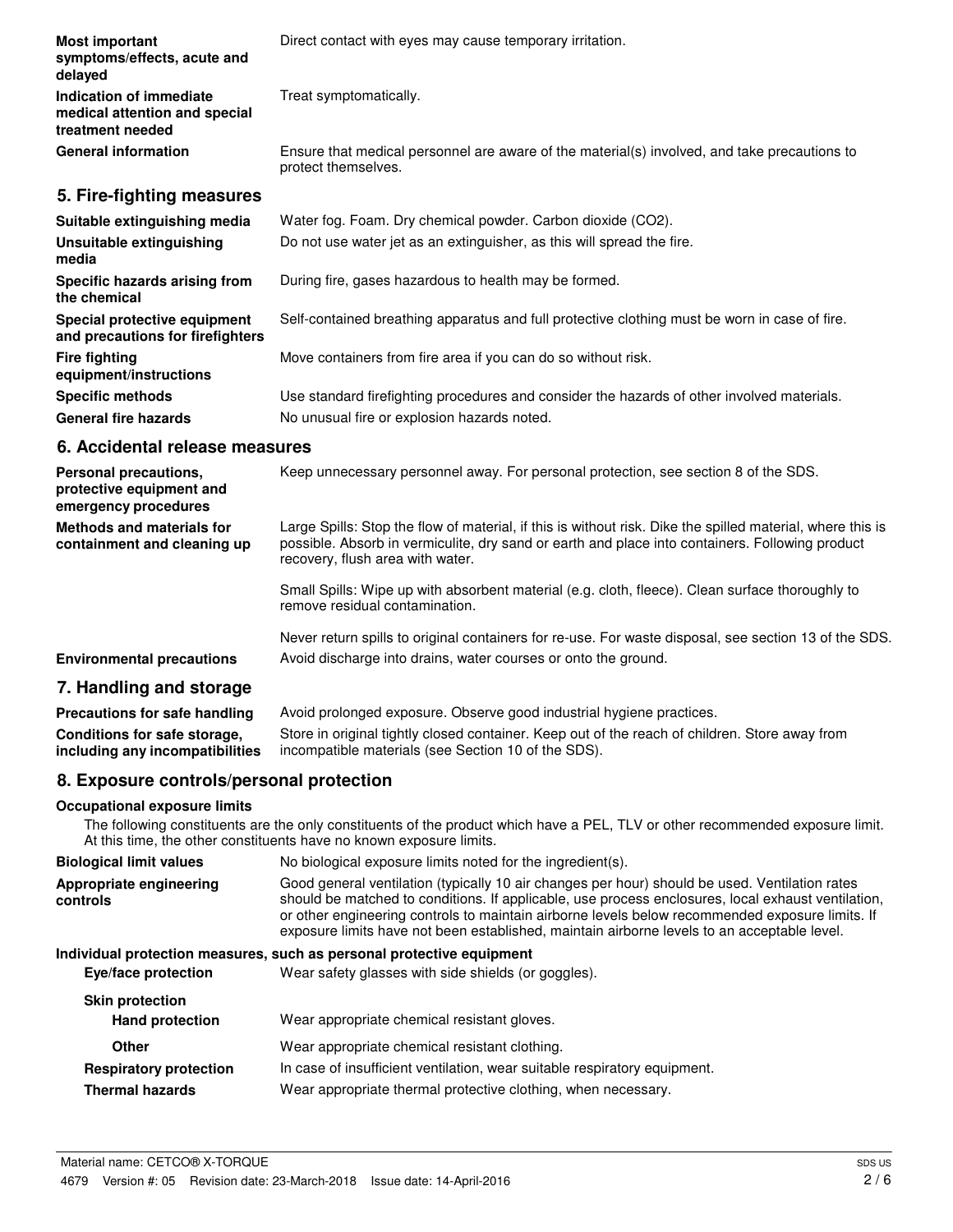**Most important symptoms/effects, acute and delayed**
Direct contact with eyes may cause temporary irritation.

**Indication of immediate medical attention and special treatment needed**
Treat symptomatically.

**General information**
Ensure that medical personnel are aware of the material(s) involved, and take precautions to protect themselves.

## 5. Fire-fighting measures

**Suitable extinguishing media**
Water fog. Foam. Dry chemical powder. Carbon dioxide ($CO_2$).

**Unsuitable extinguishing media**
Do not use water jet as an extinguisher, as this will spread the fire.

**Specific hazards arising from the chemical**
During fire, gases hazardous to health may be formed.

**Special protective equipment and precautions for firefighters**
Self-contained breathing apparatus and full protective clothing must be worn in case of fire.

**Fire fighting equipment/instructions**
Move containers from fire area if you can do so without risk.

**Specific methods**
Use standard firefighting procedures and consider the hazards of other involved materials.

**General fire hazards**
No unusual fire or explosion hazards noted.

## 6. Accidental release measures

**Personal precautions, protective equipment and emergency procedures**
Keep unnecessary personnel away. For personal protection, see section 8 of the SDS.

**Methods and materials for containment and cleaning up**
Large Spills: Stop the flow of material, if this is without risk. Dike the spilled material, where this is possible. Absorb in vermiculite, dry sand or earth and place into containers. Following product recovery, flush area with water.

Small Spills: Wipe up with absorbent material (e.g. cloth, fleece). Clean surface thoroughly to remove residual contamination.

Never return spills to original containers for re-use. For waste disposal, see section 13 of the SDS.

**Environmental precautions**
Avoid discharge into drains, water courses or onto the ground.

## 7. Handling and storage

**Precautions for safe handling**
Avoid prolonged exposure. Observe good industrial hygiene practices.

**Conditions for safe storage, including any incompatibilities**
Store in original tightly closed container. Keep out of the reach of children. Store away from incompatible materials (see Section 10 of the SDS).

## 8. Exposure controls/personal protection

**Occupational exposure limits**

The following constituents are the only constituents of the product which have a PEL, TLV or other recommended exposure limit. At this time, the other constituents have no known exposure limits.

**Biological limit values**
No biological exposure limits noted for the ingredient(s).

**Appropriate engineering controls**
Good general ventilation (typically 10 air changes per hour) should be used. Ventilation rates should be matched to conditions. If applicable, use process enclosures, local exhaust ventilation, or other engineering controls to maintain airborne levels below recommended exposure limits. If exposure limits have not been established, maintain airborne levels to an acceptable level.

**Individual protection measures, such as personal protective equipment**

**Eye/face protection**
Wear safety glasses with side shields (or goggles).

**Skin protection**

**Hand protection**
Wear appropriate chemical resistant gloves.

**Other**
Wear appropriate chemical resistant clothing.

**Respiratory protection**
In case of insufficient ventilation, wear suitable respiratory equipment.

**Thermal hazards**
Wear appropriate thermal protective clothing, when necessary.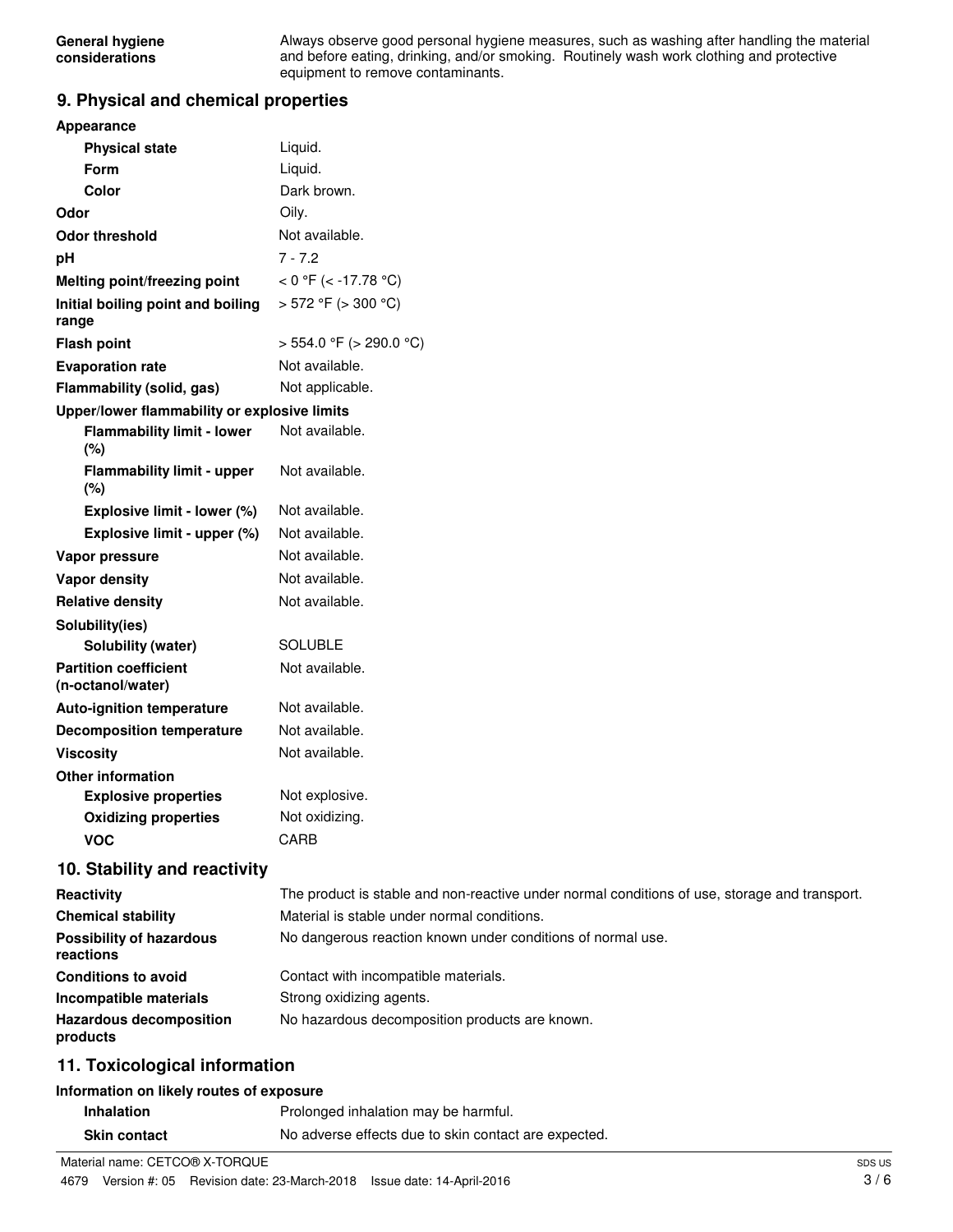| | |
|---|---|
| **General hygiene considerations** | Always observe good personal hygiene measures, such as washing after handling the material and before eating, drinking, and/or smoking. Routinely wash work clothing and protective equipment to remove contaminants. |

## 9. Physical and chemical properties

| | |
|---|---|
| **Appearance** | |
| **Physical state** | Liquid. |
| **Form** | Liquid. |
| **Color** | Dark brown. |
| **Odor** | Oily. |
| **Odor threshold** | Not available. |
| **pH** | 7 - 7.2 |
| **Melting point/freezing point** | < 0 °F (< -17.78 °C) |
| **Initial boiling point and boiling range** | > 572 °F (> 300 °C) |
| **Flash point** | > 554.0 °F (> 290.0 °C) |
| **Evaporation rate** | Not available. |
| **Flammability (solid, gas)** | Not applicable. |
| **Upper/lower flammability or explosive limits** | |
| **Flammability limit - lower (%)** | Not available. |
| **Flammability limit - upper (%)** | Not available. |
| **Explosive limit - lower (%)** | Not available. |
| **Explosive limit - upper (%)** | Not available. |
| **Vapor pressure** | Not available. |
| **Vapor density** | Not available. |
| **Relative density** | Not available. |
| **Solubility(ies)** | |
| **Solubility (water)** | SOLUBLE |
| **Partition coefficient (n-octanol/water)** | Not available. |
| **Auto-ignition temperature** | Not available. |
| **Decomposition temperature** | Not available. |
| **Viscosity** | Not available. |
| **Other information** | |
| **Explosive properties** | Not explosive. |
| **Oxidizing properties** | Not oxidizing. |
| **VOC** | CARB |

## 10. Stability and reactivity

| | |
|---|---|
| **Reactivity** | The product is stable and non-reactive under normal conditions of use, storage and transport. |
| **Chemical stability** | Material is stable under normal conditions. |
| **Possibility of hazardous reactions** | No dangerous reaction known under conditions of normal use. |
| **Conditions to avoid** | Contact with incompatible materials. |
| **Incompatible materials** | Strong oxidizing agents. |
| **Hazardous decomposition products** | No hazardous decomposition products are known. |

## 11. Toxicological information

**Information on likely routes of exposure**

| | |
|---|---|
| **Inhalation** | Prolonged inhalation may be harmful. |
| **Skin contact** | No adverse effects due to skin contact are expected. |

Material name: CETCO® X-TORQUE

4679 Version #: 05 Revision date: 23-March-2018 Issue date: 14-April-2016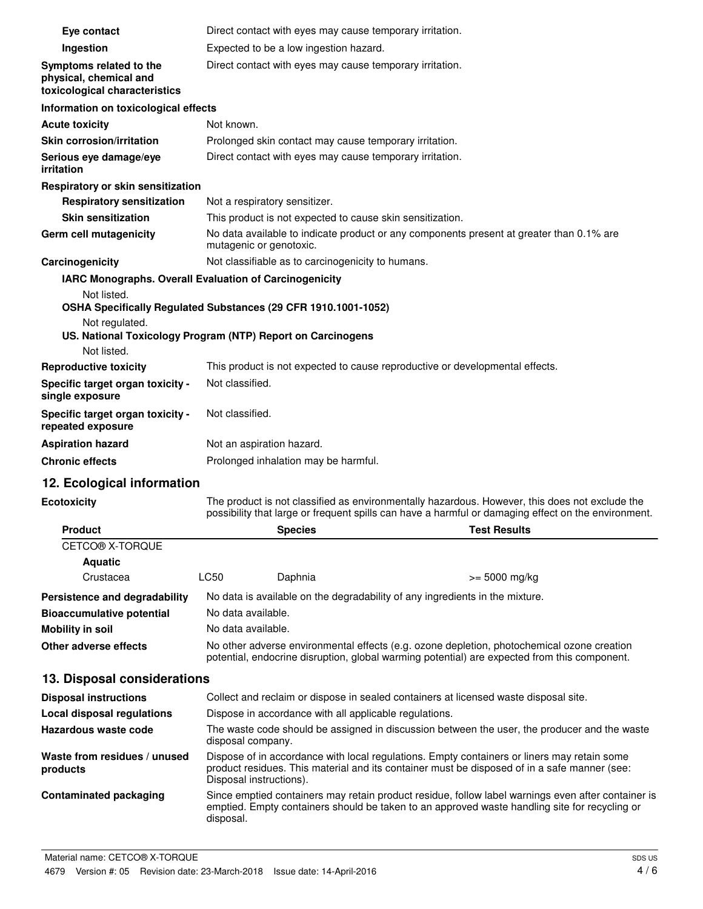**Eye contact** Direct contact with eyes may cause temporary irritation.

**Ingestion** Expected to be a low ingestion hazard.

**Symptoms related to the physical, chemical and toxicological characteristics** Direct contact with eyes may cause temporary irritation.

**Information on toxicological effects**

**Acute toxicity** Not known.

**Skin corrosion/irritation** Prolonged skin contact may cause temporary irritation.

**Serious eye damage/eye irritation** Direct contact with eyes may cause temporary irritation.

**Respiratory or skin sensitization**

**Respiratory sensitization** Not a respiratory sensitizer.

**Skin sensitization** This product is not expected to cause skin sensitization.

**Germ cell mutagenicity** No data available to indicate product or any components present at greater than 0.1% are mutagenic or genotoxic.

**Carcinogenicity** Not classifiable as to carcinogenicity to humans.

**IARC Monographs. Overall Evaluation of Carcinogenicity**

Not listed.

**OSHA Specifically Regulated Substances (29 CFR 1910.1001-1052)**

Not regulated.

**US. National Toxicology Program (NTP) Report on Carcinogens**

Not listed.

**Reproductive toxicity** This product is not expected to cause reproductive or developmental effects.

**Specific target organ toxicity - single exposure** Not classified.

**Specific target organ toxicity - repeated exposure** Not classified.

**Aspiration hazard** Not an aspiration hazard.

**Chronic effects** Prolonged inhalation may be harmful.

## 12. Ecological information

**Ecotoxicity** The product is not classified as environmentally hazardous. However, this does not exclude the possibility that large or frequent spills can have a harmful or damaging effect on the environment.

| Product | | Species | Test Results |
|---|---|---|---|
| CETCO® X-TORQUE | | | |
| **Aquatic** | | | |
| Crustacea | LC50 | Daphnia | >= 5000 mg/kg |

**Persistence and degradability** No data is available on the degradability of any ingredients in the mixture.

**Bioaccumulative potential** No data available.

**Mobility in soil** No data available.

**Other adverse effects** No other adverse environmental effects (e.g. ozone depletion, photochemical ozone creation potential, endocrine disruption, global warming potential) are expected from this component.

## 13. Disposal considerations

**Disposal instructions** Collect and reclaim or dispose in sealed containers at licensed waste disposal site.

**Local disposal regulations** Dispose in accordance with all applicable regulations.

**Hazardous waste code** The waste code should be assigned in discussion between the user, the producer and the waste disposal company.

**Waste from residues / unused products** Dispose of in accordance with local regulations. Empty containers or liners may retain some product residues. This material and its container must be disposed of in a safe manner (see: Disposal instructions).

**Contaminated packaging** Since emptied containers may retain product residue, follow label warnings even after container is emptied. Empty containers should be taken to an approved waste handling site for recycling or disposal.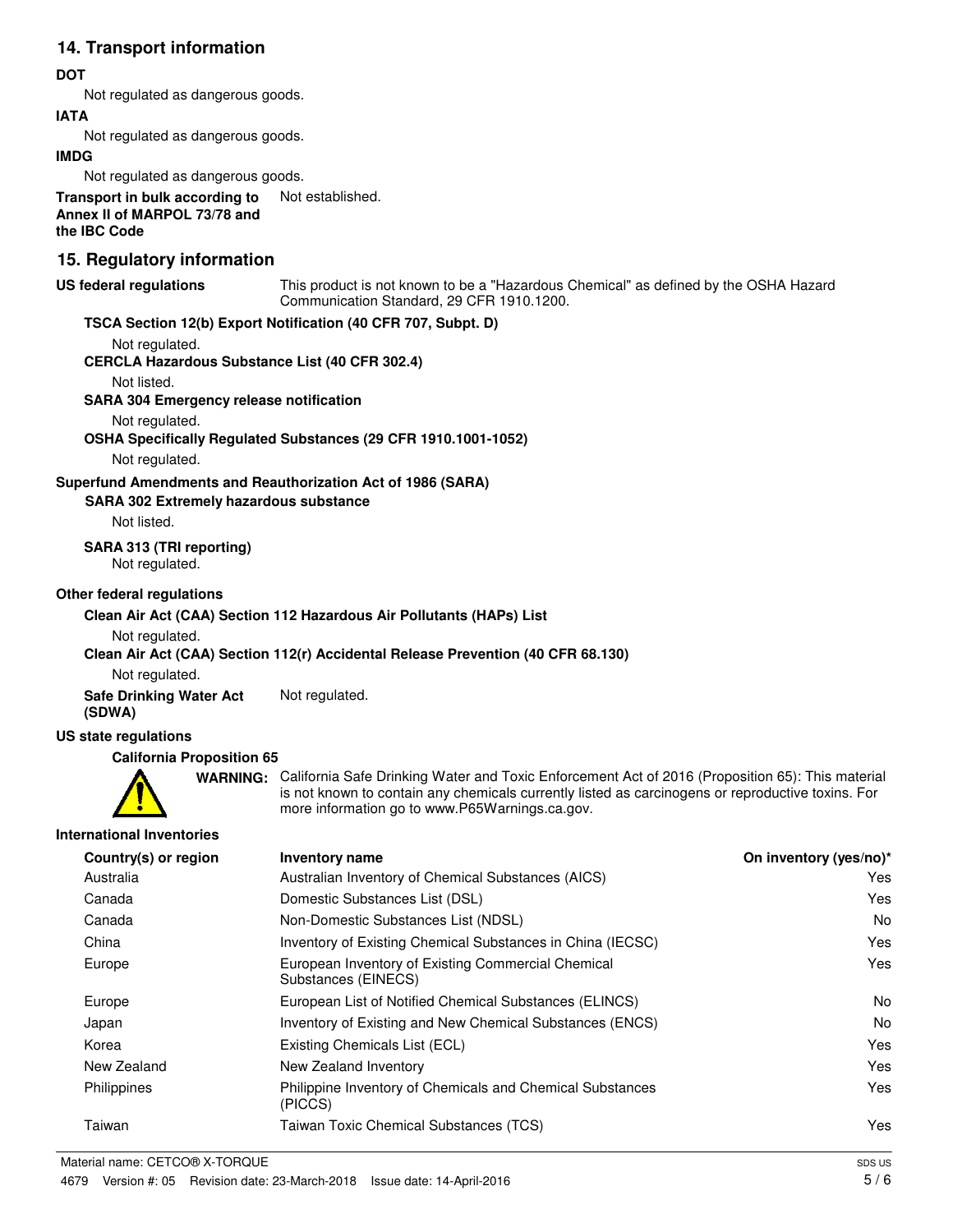## 14. Transport information

**DOT**

Not regulated as dangerous goods.

**IATA**

Not regulated as dangerous goods.

**IMDG**

Not regulated as dangerous goods.

**Transport in bulk according to Annex II of MARPOL 73/78 and the IBC Code** Not established.

## 15. Regulatory information

**US federal regulations** This product is not known to be a "Hazardous Chemical" as defined by the OSHA Hazard Communication Standard, 29 CFR 1910.1200.

**TSCA Section 12(b) Export Notification (40 CFR 707, Subpt. D)**

Not regulated.

**CERCLA Hazardous Substance List (40 CFR 302.4)**

Not listed.

**SARA 304 Emergency release notification**

Not regulated.

**OSHA Specifically Regulated Substances (29 CFR 1910.1001-1052)**

Not regulated.

**Superfund Amendments and Reauthorization Act of 1986 (SARA)**

**SARA 302 Extremely hazardous substance**

Not listed.

**SARA 313 (TRI reporting)**

Not regulated.

**Other federal regulations**

**Clean Air Act (CAA) Section 112 Hazardous Air Pollutants (HAPs) List**

Not regulated.

**Clean Air Act (CAA) Section 112(r) Accidental Release Prevention (40 CFR 68.130)**

Not regulated.

**Safe Drinking Water Act (SDWA)** Not regulated.

**US state regulations**

**California Proposition 65**

**WARNING:** California Safe Drinking Water and Toxic Enforcement Act of 2016 (Proposition 65): This material is not known to contain any chemicals currently listed as carcinogens or reproductive toxins. For more information go to www.P65Warnings.ca.gov.

**International Inventories**

| Country(s) or region | Inventory name | On inventory (yes/no)* |
|---|---|---|
| Australia | Australian Inventory of Chemical Substances (AICS) | Yes |
| Canada | Domestic Substances List (DSL) | Yes |
| Canada | Non-Domestic Substances List (NDSL) | No |
| China | Inventory of Existing Chemical Substances in China (IECSC) | Yes |
| Europe | European Inventory of Existing Commercial Chemical Substances (EINECS) | Yes |
| Europe | European List of Notified Chemical Substances (ELINCS) | No |
| Japan | Inventory of Existing and New Chemical Substances (ENCS) | No |
| Korea | Existing Chemicals List (ECL) | Yes |
| New Zealand | New Zealand Inventory | Yes |
| Philippines | Philippine Inventory of Chemicals and Chemical Substances (PICCS) | Yes |
| Taiwan | Taiwan Toxic Chemical Substances (TCS) | Yes |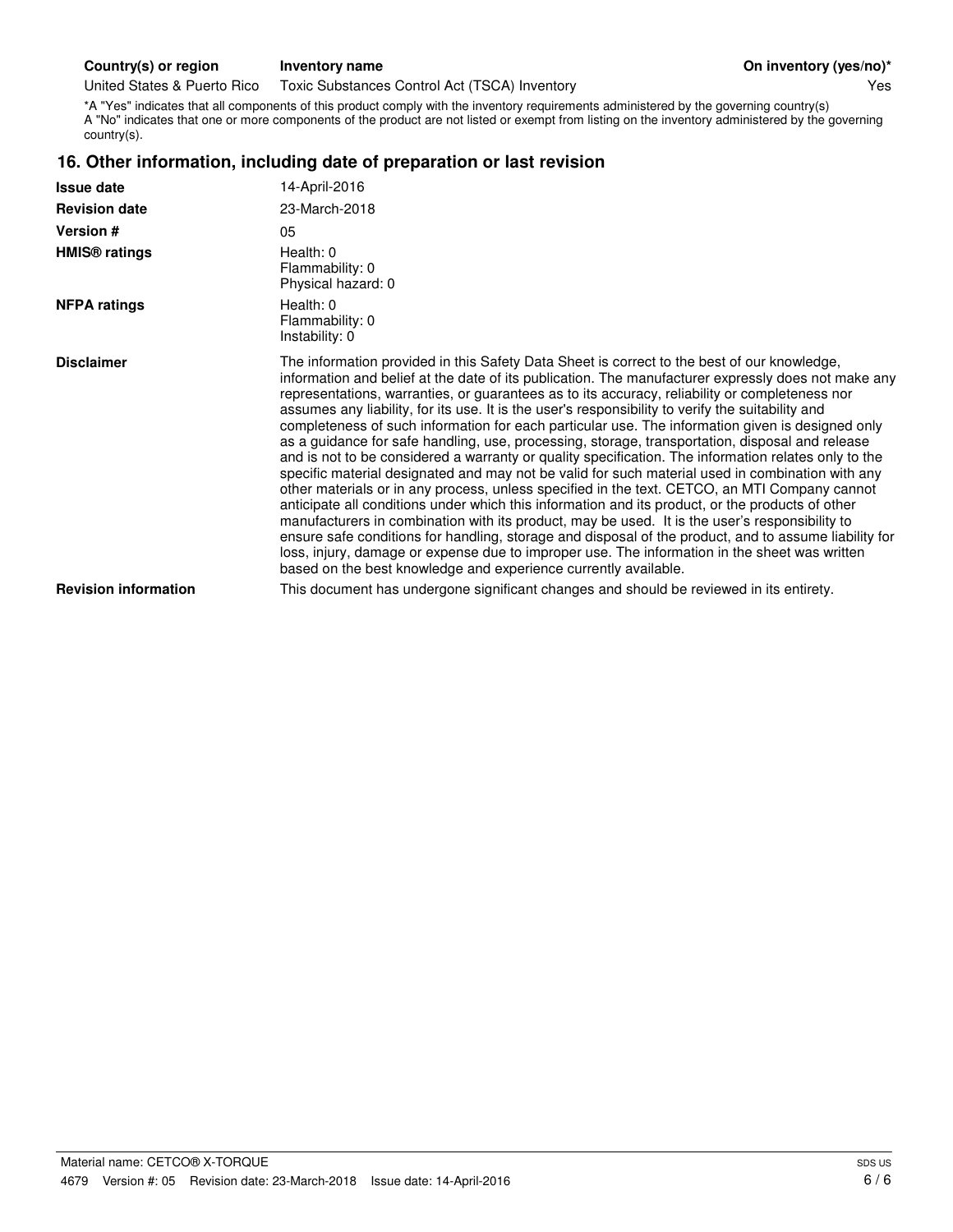| Country(s) or region | Inventory name | On inventory (yes/no)* |
|---|---|---|
| United States & Puerto Rico | Toxic Substances Control Act (TSCA) Inventory | Yes |

*A "Yes" indicates that all components of this product comply with the inventory requirements administered by the governing country(s)
A "No" indicates that one or more components of the product are not listed or exempt from listing on the inventory administered by the governing country(s).

## 16. Other information, including date of preparation or last revision

| | |
|---|---|
| **Issue date** | 14-April-2016 |
| **Revision date** | 23-March-2018 |
| **Version #** | 05 |
| **HMIS® ratings** | Health: 0<br>Flammability: 0<br>Physical hazard: 0 |
| **NFPA ratings** | Health: 0<br>Flammability: 0<br>Instability: 0 |
| **Disclaimer** | The information provided in this Safety Data Sheet is correct to the best of our knowledge, information and belief at the date of its publication. The manufacturer expressly does not make any representations, warranties, or guarantees as to its accuracy, reliability or completeness nor assumes any liability, for its use. It is the user's responsibility to verify the suitability and completeness of such information for each particular use. The information given is designed only as a guidance for safe handling, use, processing, storage, transportation, disposal and release and is not to be considered a warranty or quality specification. The information relates only to the specific material designated and may not be valid for such material used in combination with any other materials or in any process, unless specified in the text. CETCO, an MTI Company cannot anticipate all conditions under which this information and its product, or the products of other manufacturers in combination with its product, may be used. It is the user's responsibility to ensure safe conditions for handling, storage and disposal of the product, and to assume liability for loss, injury, damage or expense due to improper use. The information in the sheet was written based on the best knowledge and experience currently available. |
| **Revision information** | This document has undergone significant changes and should be reviewed in its entirety. |